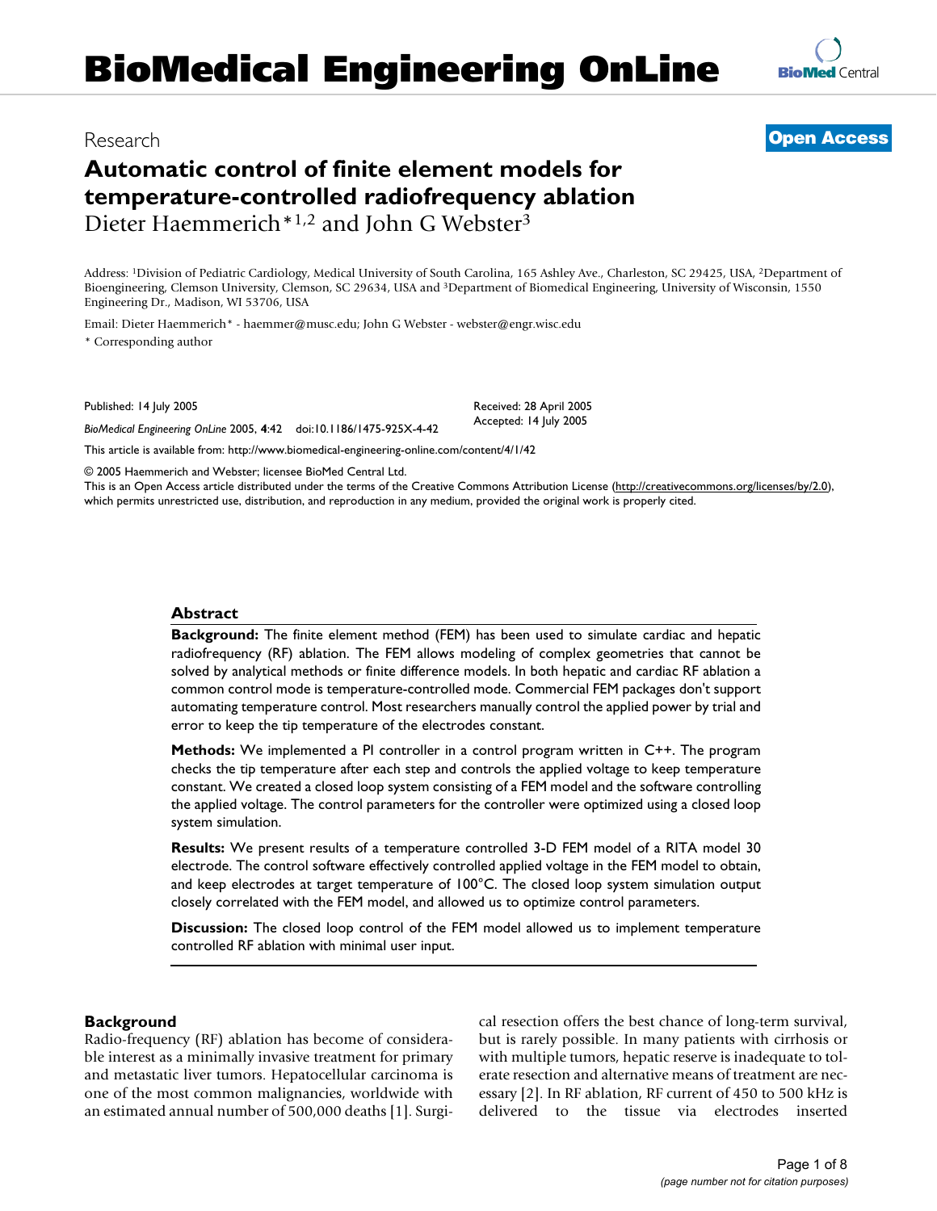# BioMedical Engineering OnLine

Research

**Open Access**

## Automatic control of finite element models for temperature-controlled radiofrequency ablation

Dieter Haemmerich*[1,2] and John G Webster[3]

Address: [1]Division of Pediatric Cardiology, Medical University of South Carolina, 165 Ashley Ave., Charleston, SC 29425, USA, [2]Department of Bioengineering, Clemson University, Clemson, SC 29634, USA and [3]Department of Biomedical Engineering, University of Wisconsin, 1550 Engineering Dr., Madison, WI 53706, USA

Email: Dieter Haemmerich* - haemmer@musc.edu; John G Webster - webster@engr.wisc.edu

\* Corresponding author

Published: 14 July 2005

*BioMedical Engineering OnLine* 2005, **4**:42 doi:10.1186/1475-925X-4-42

Received: 28 April 2005
Accepted: 14 July 2005

This article is available from: http://www.biomedical-engineering-online.com/content/4/1/42

© 2005 Haemmerich and Webster; licensee BioMed Central Ltd.
This is an Open Access article distributed under the terms of the Creative Commons Attribution License (http://creativecommons.org/licenses/by/2.0), which permits unrestricted use, distribution, and reproduction in any medium, provided the original work is properly cited.

### Abstract

**Background:** The finite element method (FEM) has been used to simulate cardiac and hepatic radiofrequency (RF) ablation. The FEM allows modeling of complex geometries that cannot be solved by analytical methods or finite difference models. In both hepatic and cardiac RF ablation a common control mode is temperature-controlled mode. Commercial FEM packages don't support automating temperature control. Most researchers manually control the applied power by trial and error to keep the tip temperature of the electrodes constant.

**Methods:** We implemented a PI controller in a control program written in C++. The program checks the tip temperature after each step and controls the applied voltage to keep temperature constant. We created a closed loop system consisting of a FEM model and the software controlling the applied voltage. The control parameters for the controller were optimized using a closed loop system simulation.

**Results:** We present results of a temperature controlled 3-D FEM model of a RITA model 30 electrode. The control software effectively controlled applied voltage in the FEM model to obtain, and keep electrodes at target temperature of 100°C. The closed loop system simulation output closely correlated with the FEM model, and allowed us to optimize control parameters.

**Discussion:** The closed loop control of the FEM model allowed us to implement temperature controlled RF ablation with minimal user input.

### Background

Radio-frequency (RF) ablation has become of considerable interest as a minimally invasive treatment for primary and metastatic liver tumors. Hepatocellular carcinoma is one of the most common malignancies, worldwide with an estimated annual number of 500,000 deaths [1]. Surgical resection offers the best chance of long-term survival, but is rarely possible. In many patients with cirrhosis or with multiple tumors, hepatic reserve is inadequate to tolerate resection and alternative means of treatment are necessary [2]. In RF ablation, RF current of 450 to 500 kHz is delivered to the tissue via electrodes inserted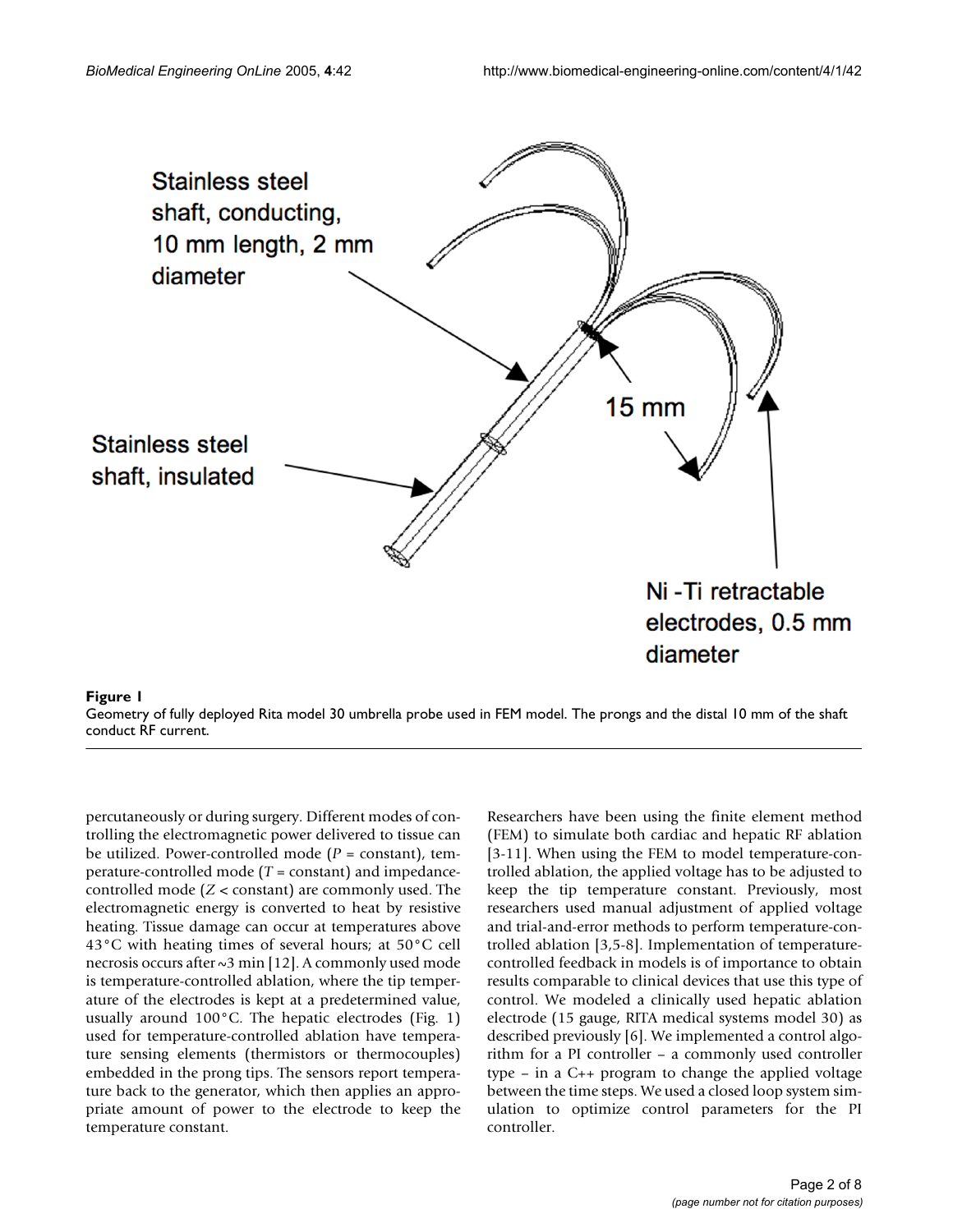**Figure 1**
Geometry of fully deployed Rita model 30 umbrella probe used in FEM model. The prongs and the distal 10 mm of the shaft conduct RF current.

percutaneously or during surgery. Different modes of controlling the electromagnetic power delivered to tissue can be utilized. Power-controlled mode ($P$ = constant), temperature-controlled mode ($T$ = constant) and impedance-controlled mode ($Z$ < constant) are commonly used. The electromagnetic energy is converted to heat by resistive heating. Tissue damage can occur at temperatures above 43°C with heating times of several hours; at 50°C cell necrosis occurs after ~3 min [12]. A commonly used mode is temperature-controlled ablation, where the tip temperature of the electrodes is kept at a predetermined value, usually around 100°C. The hepatic electrodes (Fig. 1) used for temperature-controlled ablation have temperature sensing elements (thermistors or thermocouples) embedded in the prong tips. The sensors report temperature back to the generator, which then applies an appropriate amount of power to the electrode to keep the temperature constant.

Researchers have been using the finite element method (FEM) to simulate both cardiac and hepatic RF ablation [3-11]. When using the FEM to model temperature-controlled ablation, the applied voltage has to be adjusted to keep the tip temperature constant. Previously, most researchers used manual adjustment of applied voltage and trial-and-error methods to perform temperature-controlled ablation [3,5-8]. Implementation of temperature-controlled feedback in models is of importance to obtain results comparable to clinical devices that use this type of control. We modeled a clinically used hepatic ablation electrode (15 gauge, RITA medical systems model 30) as described previously [6]. We implemented a control algorithm for a PI controller – a commonly used controller type – in a C++ program to change the applied voltage between the time steps. We used a closed loop system simulation to optimize control parameters for the PI controller.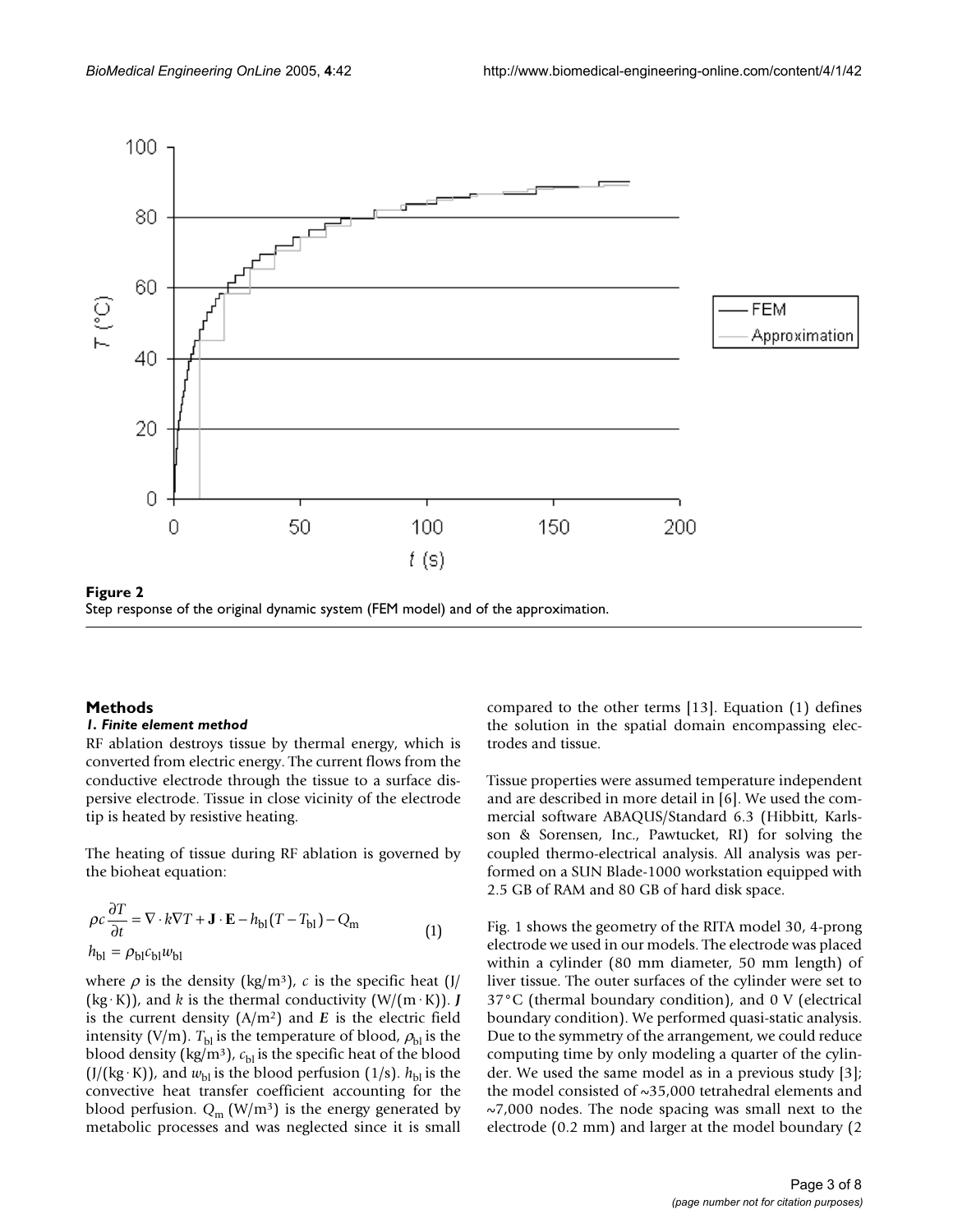Figure 2
Step response of the original dynamic system (FEM model) and of the approximation.

## Methods

### *1. Finite element method*

RF ablation destroys tissue by thermal energy, which is converted from electric energy. The current flows from the conductive electrode through the tissue to a surface dispersive electrode. Tissue in close vicinity of the electrode tip is heated by resistive heating.

The heating of tissue during RF ablation is governed by the bioheat equation:

$$\rho c \frac{\partial T}{\partial t} = \nabla \cdot k \nabla T + \mathbf{J} \cdot \mathbf{E} - h_{\mathrm{bl}}(T - T_{\mathrm{bl}}) - Q_{\mathrm{m}} \qquad (1)$$
$$h_{\mathrm{bl}} = \rho_{\mathrm{bl}} c_{\mathrm{bl}} w_{\mathrm{bl}}$$

where $\rho$ is the density (kg/m³), $c$ is the specific heat (J/(kg · K)), and $k$ is the thermal conductivity (W/(m · K)). $\boldsymbol{J}$ is the current density (A/m²) and $\boldsymbol{E}$ is the electric field intensity (V/m). $T_{\mathrm{bl}}$ is the temperature of blood, $\rho_{\mathrm{bl}}$ is the blood density (kg/m³), $c_{\mathrm{bl}}$ is the specific heat of the blood (J/(kg · K)), and $w_{\mathrm{bl}}$ is the blood perfusion (1/s). $h_{\mathrm{bl}}$ is the convective heat transfer coefficient accounting for the blood perfusion. $Q_{\mathrm{m}}$ (W/m³) is the energy generated by metabolic processes and was neglected since it is small compared to the other terms [13]. Equation (1) defines the solution in the spatial domain encompassing electrodes and tissue.

Tissue properties were assumed temperature independent and are described in more detail in [6]. We used the commercial software ABAQUS/Standard 6.3 (Hibbitt, Karlsson & Sorensen, Inc., Pawtucket, RI) for solving the coupled thermo-electrical analysis. All analysis was performed on a SUN Blade-1000 workstation equipped with 2.5 GB of RAM and 80 GB of hard disk space.

Fig. 1 shows the geometry of the RITA model 30, 4-prong electrode we used in our models. The electrode was placed within a cylinder (80 mm diameter, 50 mm length) of liver tissue. The outer surfaces of the cylinder were set to 37°C (thermal boundary condition), and 0 V (electrical boundary condition). We performed quasi-static analysis. Due to the symmetry of the arrangement, we could reduce computing time by only modeling a quarter of the cylinder. We used the same model as in a previous study [3]; the model consisted of ~35,000 tetrahedral elements and ~7,000 nodes. The node spacing was small next to the electrode (0.2 mm) and larger at the model boundary (2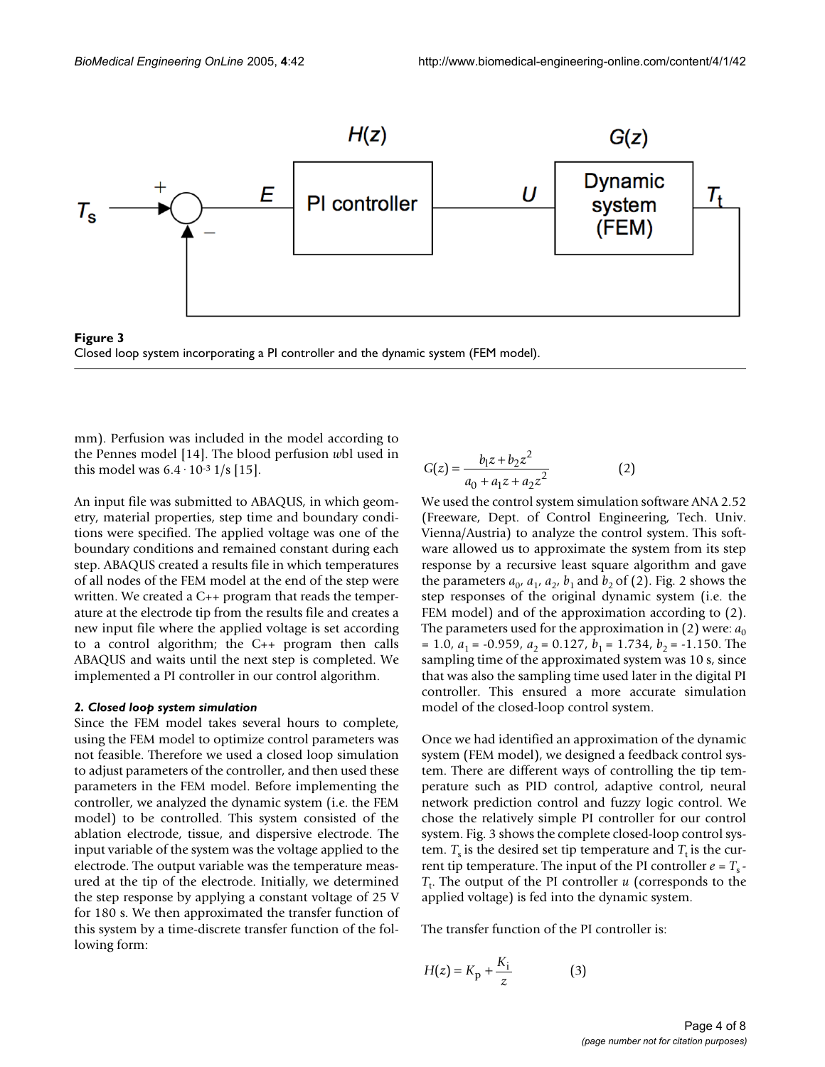**Figure 3**
Closed loop system incorporating a PI controller and the dynamic system (FEM model).

mm). Perfusion was included in the model according to the Pennes model [14]. The blood perfusion *w*bl used in this model was $6.4 \cdot 10^{-3}$ 1/s [15].

An input file was submitted to ABAQUS, in which geometry, material properties, step time and boundary conditions were specified. The applied voltage was one of the boundary conditions and remained constant during each step. ABAQUS created a results file in which temperatures of all nodes of the FEM model at the end of the step were written. We created a C++ program that reads the temperature at the electrode tip from the results file and creates a new input file where the applied voltage is set according to a control algorithm; the C++ program then calls ABAQUS and waits until the next step is completed. We implemented a PI controller in our control algorithm.

#### *2. Closed loop system simulation*

Since the FEM model takes several hours to complete, using the FEM model to optimize control parameters was not feasible. Therefore we used a closed loop simulation to adjust parameters of the controller, and then used these parameters in the FEM model. Before implementing the controller, we analyzed the dynamic system (i.e. the FEM model) to be controlled. This system consisted of the ablation electrode, tissue, and dispersive electrode. The input variable of the system was the voltage applied to the electrode. The output variable was the temperature measured at the tip of the electrode. Initially, we determined the step response by applying a constant voltage of 25 V for 180 s. We then approximated the transfer function of this system by a time-discrete transfer function of the following form:

$$G(z) = \frac{b_1 z + b_2 z^2}{a_0 + a_1 z + a_2 z^2} \qquad (2)$$

We used the control system simulation software ANA 2.52 (Freeware, Dept. of Control Engineering, Tech. Univ. Vienna/Austria) to analyze the control system. This software allowed us to approximate the system from its step response by a recursive least square algorithm and gave the parameters $a_0$, $a_1$, $a_2$, $b_1$ and $b_2$ of (2). Fig. 2 shows the step responses of the original dynamic system (i.e. the FEM model) and of the approximation according to (2). The parameters used for the approximation in (2) were: $a_0 = 1.0$, $a_1 = -0.959$, $a_2 = 0.127$, $b_1 = 1.734$, $b_2 = -1.150$. The sampling time of the approximated system was 10 s, since that was also the sampling time used later in the digital PI controller. This ensured a more accurate simulation model of the closed-loop control system.

Once we had identified an approximation of the dynamic system (FEM model), we designed a feedback control system. There are different ways of controlling the tip temperature such as PID control, adaptive control, neural network prediction control and fuzzy logic control. We chose the relatively simple PI controller for our control system. Fig. 3 shows the complete closed-loop control system. $T_s$ is the desired set tip temperature and $T_t$ is the current tip temperature. The input of the PI controller $e = T_s - T_t$. The output of the PI controller $u$ (corresponds to the applied voltage) is fed into the dynamic system.

The transfer function of the PI controller is:

$$H(z) = K_p + \frac{K_i}{z} \qquad (3)$$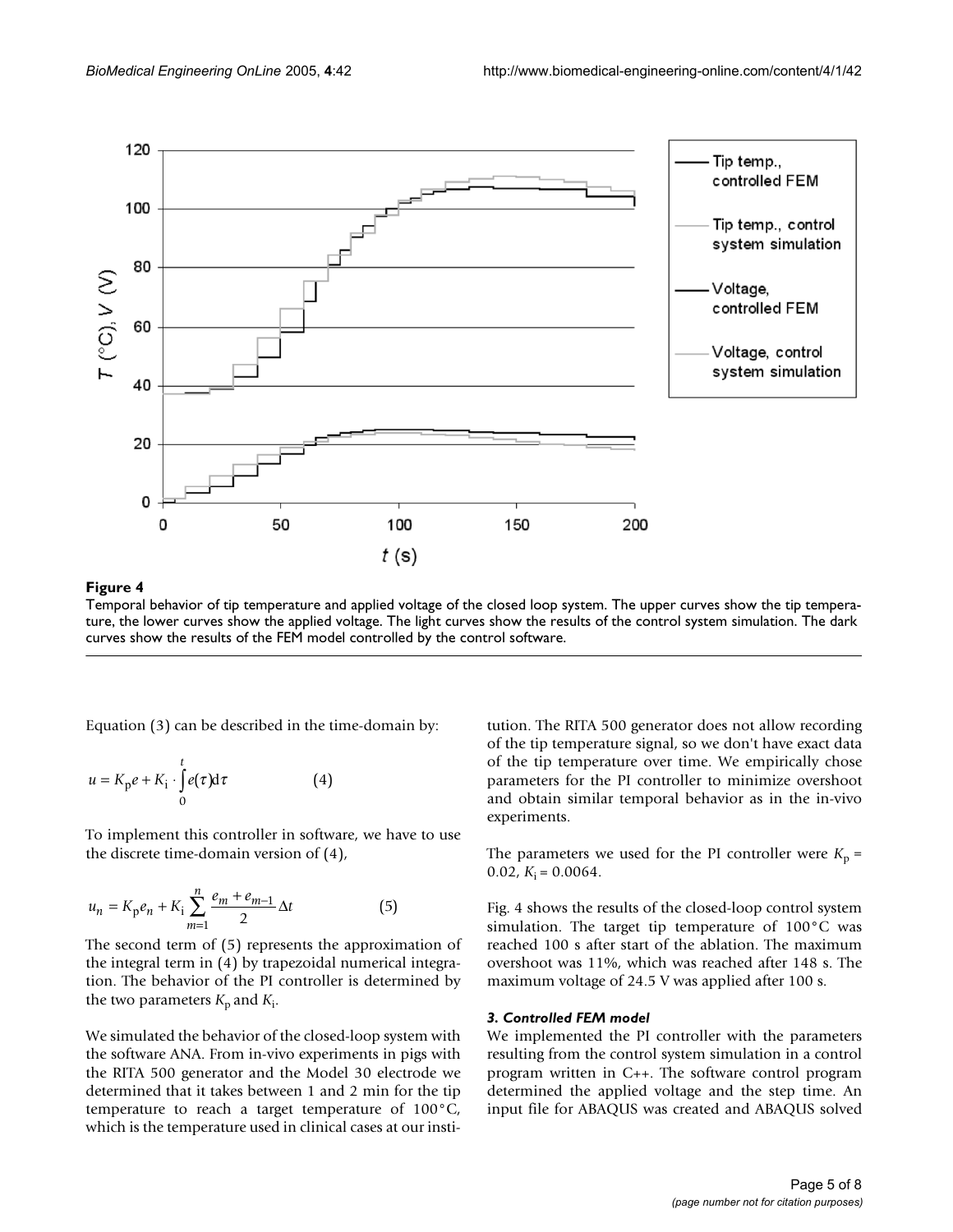**Figure 4**

Temporal behavior of tip temperature and applied voltage of the closed loop system. The upper curves show the tip temperature, the lower curves show the applied voltage. The light curves show the results of the control system simulation. The dark curves show the results of the FEM model controlled by the control software.

Equation (3) can be described in the time-domain by:

$$u = K_p e + K_i \cdot \int_0^t e(\tau) d\tau \quad (4)$$

To implement this controller in software, we have to use the discrete time-domain version of (4),

$$u_n = K_p e_n + K_i \sum_{m=1}^{n} \frac{e_m + e_{m-1}}{2} \Delta t \quad (5)$$

The second term of (5) represents the approximation of the integral term in (4) by trapezoidal numerical integration. The behavior of the PI controller is determined by the two parameters $K_p$ and $K_i$.

We simulated the behavior of the closed-loop system with the software ANA. From in-vivo experiments in pigs with the RITA 500 generator and the Model 30 electrode we determined that it takes between 1 and 2 min for the tip temperature to reach a target temperature of 100°C, which is the temperature used in clinical cases at our institution. The RITA 500 generator does not allow recording of the tip temperature signal, so we don't have exact data of the tip temperature over time. We empirically chose parameters for the PI controller to minimize overshoot and obtain similar temporal behavior as in the in-vivo experiments.

The parameters we used for the PI controller were $K_p$ = 0.02, $K_i$ = 0.0064.

Fig. 4 shows the results of the closed-loop control system simulation. The target tip temperature of 100°C was reached 100 s after start of the ablation. The maximum overshoot was 11%, which was reached after 148 s. The maximum voltage of 24.5 V was applied after 100 s.

#### *3. Controlled FEM model*

We implemented the PI controller with the parameters resulting from the control system simulation in a control program written in C++. The software control program determined the applied voltage and the step time. An input file for ABAQUS was created and ABAQUS solved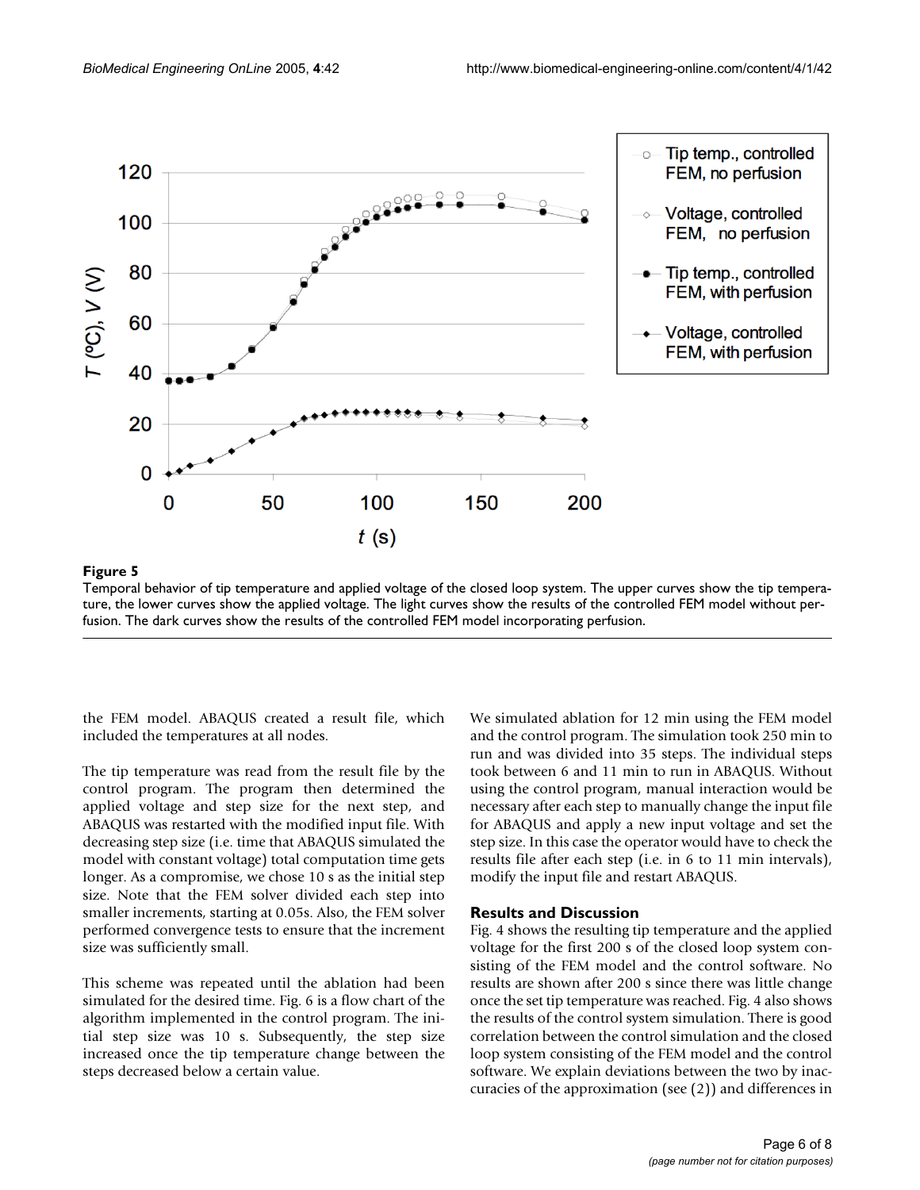**Figure 5**

Temporal behavior of tip temperature and applied voltage of the closed loop system. The upper curves show the tip temperature, the lower curves show the applied voltage. The light curves show the results of the controlled FEM model without perfusion. The dark curves show the results of the controlled FEM model incorporating perfusion.

the FEM model. ABAQUS created a result file, which included the temperatures at all nodes.

The tip temperature was read from the result file by the control program. The program then determined the applied voltage and step size for the next step, and ABAQUS was restarted with the modified input file. With decreasing step size (i.e. time that ABAQUS simulated the model with constant voltage) total computation time gets longer. As a compromise, we chose 10 s as the initial step size. Note that the FEM solver divided each step into smaller increments, starting at 0.05s. Also, the FEM solver performed convergence tests to ensure that the increment size was sufficiently small.

This scheme was repeated until the ablation had been simulated for the desired time. Fig. 6 is a flow chart of the algorithm implemented in the control program. The initial step size was 10 s. Subsequently, the step size increased once the tip temperature change between the steps decreased below a certain value.

We simulated ablation for 12 min using the FEM model and the control program. The simulation took 250 min to run and was divided into 35 steps. The individual steps took between 6 and 11 min to run in ABAQUS. Without using the control program, manual interaction would be necessary after each step to manually change the input file for ABAQUS and apply a new input voltage and set the step size. In this case the operator would have to check the results file after each step (i.e. in 6 to 11 min intervals), modify the input file and restart ABAQUS.

## Results and Discussion

Fig. 4 shows the resulting tip temperature and the applied voltage for the first 200 s of the closed loop system consisting of the FEM model and the control software. No results are shown after 200 s since there was little change once the set tip temperature was reached. Fig. 4 also shows the results of the control system simulation. There is good correlation between the control simulation and the closed loop system consisting of the FEM model and the control software. We explain deviations between the two by inaccuracies of the approximation (see (2)) and differences in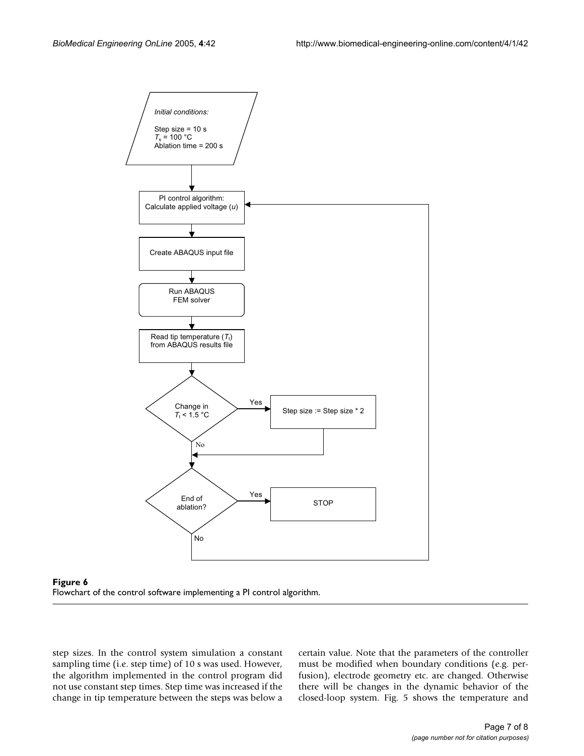Initial conditions:

Step size = 10 s
$T_s$ = 100 °C
Ablation time = 200 s

PI control algorithm: Calculate applied voltage ($u$)

Create ABAQUS input file

Run ABAQUS FEM solver

Read tip temperature ($T_t$) from ABAQUS results file

Change in $T_t$ < 1.5 °C — Yes: Step size := Step size * 2; No

End of ablation? — Yes: STOP; No

**Figure 6**
Flowchart of the control software implementing a PI control algorithm.

step sizes. In the control system simulation a constant sampling time (i.e. step time) of 10 s was used. However, the algorithm implemented in the control program did not use constant step times. Step time was increased if the change in tip temperature between the steps was below a certain value. Note that the parameters of the controller must be modified when boundary conditions (e.g. perfusion), electrode geometry etc. are changed. Otherwise there will be changes in the dynamic behavior of the closed-loop system. Fig. 5 shows the temperature and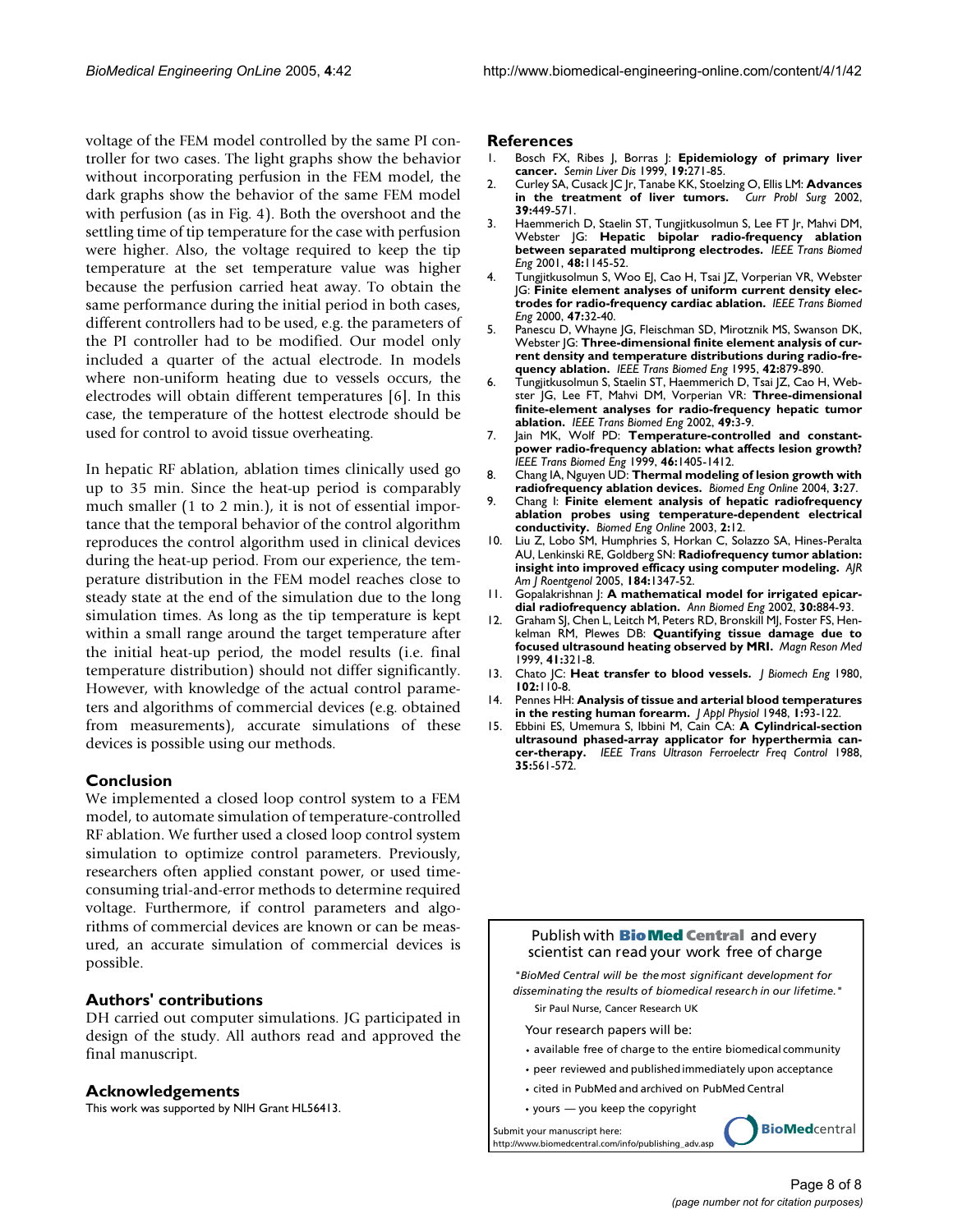voltage of the FEM model controlled by the same PI controller for two cases. The light graphs show the behavior without incorporating perfusion in the FEM model, the dark graphs show the behavior of the same FEM model with perfusion (as in Fig. 4). Both the overshoot and the settling time of tip temperature for the case with perfusion were higher. Also, the voltage required to keep the tip temperature at the set temperature value was higher because the perfusion carried heat away. To obtain the same performance during the initial period in both cases, different controllers had to be used, e.g. the parameters of the PI controller had to be modified. Our model only included a quarter of the actual electrode. In models where non-uniform heating due to vessels occurs, the electrodes will obtain different temperatures [6]. In this case, the temperature of the hottest electrode should be used for control to avoid tissue overheating.

In hepatic RF ablation, ablation times clinically used go up to 35 min. Since the heat-up period is comparably much smaller (1 to 2 min.), it is not of essential importance that the temporal behavior of the control algorithm reproduces the control algorithm used in clinical devices during the heat-up period. From our experience, the temperature distribution in the FEM model reaches close to steady state at the end of the simulation due to the long simulation times. As long as the tip temperature is kept within a small range around the target temperature after the initial heat-up period, the model results (i.e. final temperature distribution) should not differ significantly. However, with knowledge of the actual control parameters and algorithms of commercial devices (e.g. obtained from measurements), accurate simulations of these devices is possible using our methods.

## Conclusion

We implemented a closed loop control system to a FEM model, to automate simulation of temperature-controlled RF ablation. We further used a closed loop control system simulation to optimize control parameters. Previously, researchers often applied constant power, or used time-consuming trial-and-error methods to determine required voltage. Furthermore, if control parameters and algorithms of commercial devices are known or can be measured, an accurate simulation of commercial devices is possible.

## Authors' contributions

DH carried out computer simulations. JG participated in design of the study. All authors read and approved the final manuscript.

## Acknowledgements

This work was supported by NIH Grant HL56413.

## References

1. Bosch FX, Ribes J, Borras J: **Epidemiology of primary liver cancer.** *Semin Liver Dis* 1999, **19:**271-85.
2. Curley SA, Cusack JC Jr, Tanabe KK, Stoelzing O, Ellis LM: **Advances in the treatment of liver tumors.** *Curr Probl Surg* 2002, **39:**449-571.
3. Haemmerich D, Staelin ST, Tungjitkusolmun S, Lee FT Jr, Mahvi DM, Webster JG: **Hepatic bipolar radio-frequency ablation between separated multiprong electrodes.** *IEEE Trans Biomed Eng* 2001, **48:**1145-52.
4. Tungjitkusolmun S, Woo EJ, Cao H, Tsai JZ, Vorperian VR, Webster JG: **Finite element analyses of uniform current density electrodes for radio-frequency cardiac ablation.** *IEEE Trans Biomed Eng* 2000, **47:**32-40.
5. Panescu D, Whayne JG, Fleischman SD, Mirotznik MS, Swanson DK, Webster JG: **Three-dimensional finite element analysis of current density and temperature distributions during radio-frequency ablation.** *IEEE Trans Biomed Eng* 1995, **42:**879-890.
6. Tungjitkusolmun S, Staelin ST, Haemmerich D, Tsai JZ, Cao H, Webster JG, Lee FT, Mahvi DM, Vorperian VR: **Three-dimensional finite-element analyses for radio-frequency hepatic tumor ablation.** *IEEE Trans Biomed Eng* 2002, **49:**3-9.
7. Jain MK, Wolf PD: **Temperature-controlled and constant-power radio-frequency ablation: what affects lesion growth?** *IEEE Trans Biomed Eng* 1999, **46:**1405-1412.
8. Chang IA, Nguyen UD: **Thermal modeling of lesion growth with radiofrequency ablation devices.** *Biomed Eng Online* 2004, **3:**27.
9. Chang I: **Finite element analysis of hepatic radiofrequency ablation probes using temperature-dependent electrical conductivity.** *Biomed Eng Online* 2003, **2:**12.
10. Liu Z, Lobo SM, Humphries S, Horkan C, Solazzo SA, Hines-Peralta AU, Lenkinski RE, Goldberg SN: **Radiofrequency tumor ablation: insight into improved efficacy using computer modeling.** *AJR Am J Roentgenol* 2005, **184:**1347-52.
11. Gopalakrishnan J: **A mathematical model for irrigated epicardial radiofrequency ablation.** *Ann Biomed Eng* 2002, **30:**884-93.
12. Graham SJ, Chen L, Leitch M, Peters RD, Bronskill MJ, Foster FS, Henkelman RM, Plewes DB: **Quantifying tissue damage due to focused ultrasound heating observed by MRI.** *Magn Reson Med* 1999, **41:**321-8.
13. Chato JC: **Heat transfer to blood vessels.** *J Biomech Eng* 1980, **102:**110-8.
14. Pennes HH: **Analysis of tissue and arterial blood temperatures in the resting human forearm.** *J Appl Physiol* 1948, **1:**93-122.
15. Ebbini ES, Umemura S, Ibbini M, Cain CA: **A Cylindrical-section ultrasound phased-array applicator for hyperthermia cancer-therapy.** *IEEE Trans Ultrason Ferroelectr Freq Control* 1988, **35:**561-572.